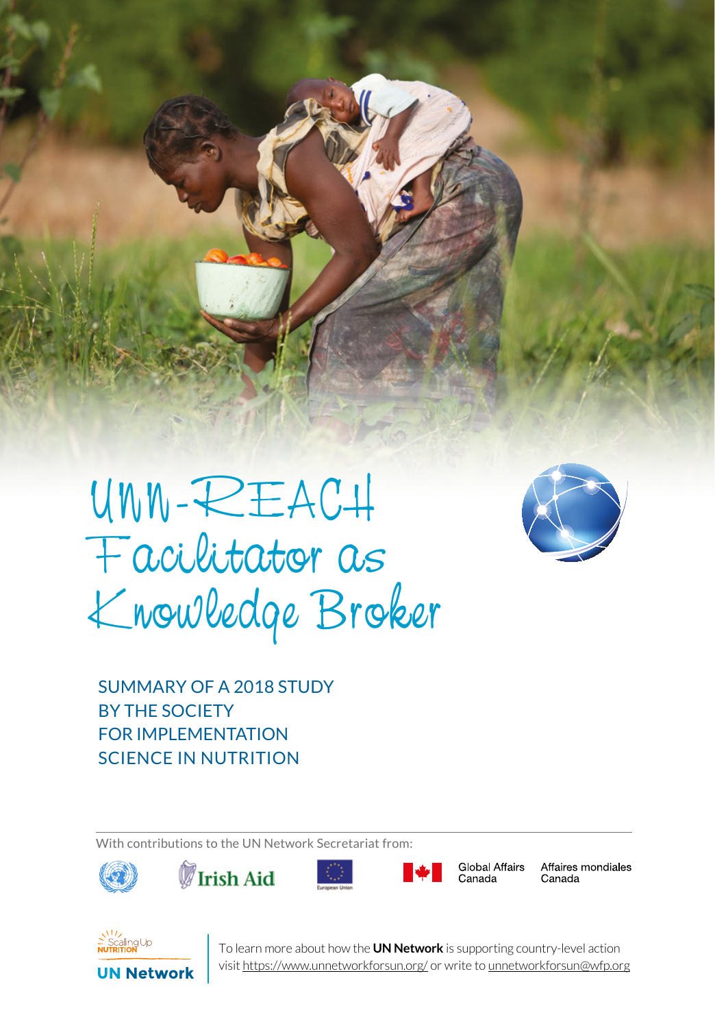# UNN-REACH Facilitator as Knowledge Broker

SUMMARY OF A 2018 STUDY BY THE SOCIETY FOR IMPLEMENTATION SCIENCE IN NUTRITION

With contributions to the UN Network Secretariat from:

Irish Aid

European Union

Global Affairs Canada | Affaires mondiales Canada

Scaling Up NUTRITION

UN Network

To learn more about how the **UN Network** is supporting country-level action visit https://www.unnetworkforsun.org/ or write to unnetworkforsun@wfp.org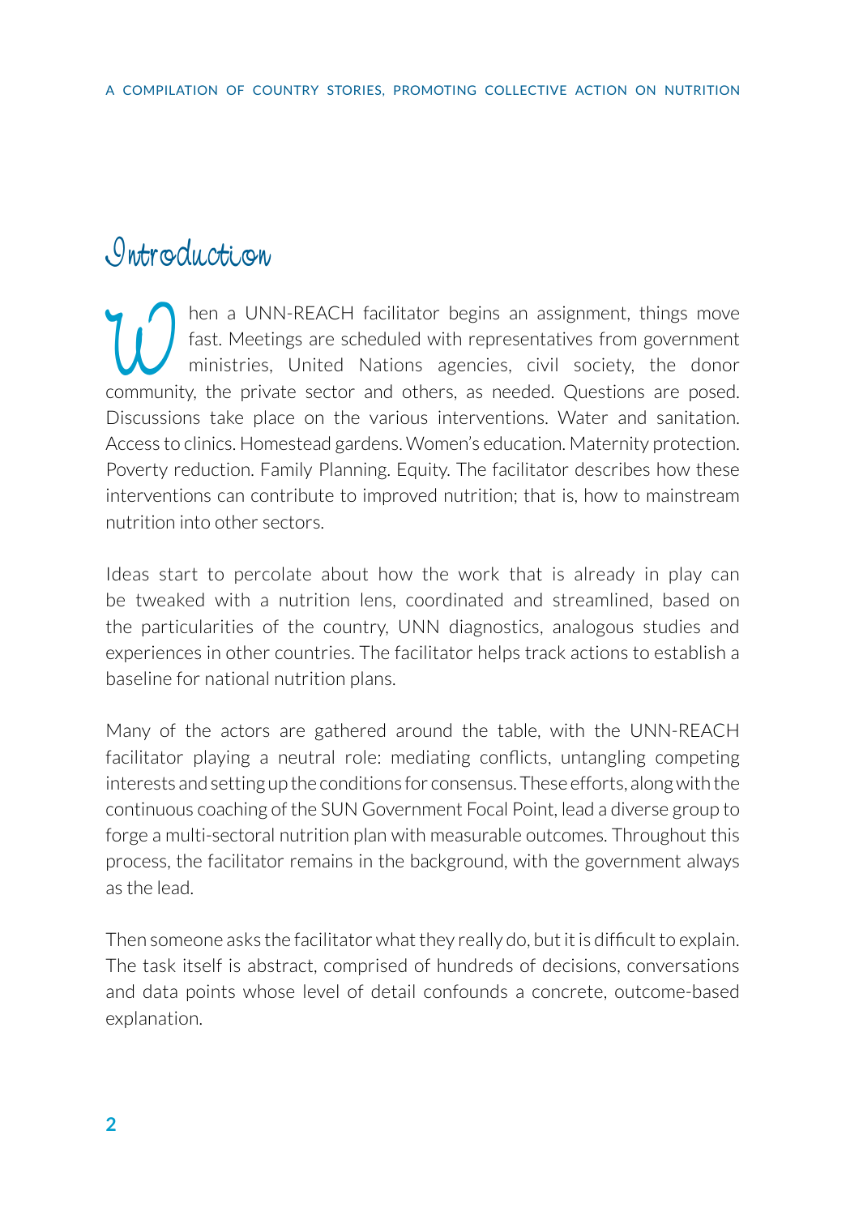# Introduction

When a UNN-REACH facilitator begins an assignment, things move fast. Meetings are scheduled with representatives from government ministries, United Nations agencies, civil society, the donor community, the private sector and others, as needed. Questions are posed. Discussions take place on the various interventions. Water and sanitation. Access to clinics. Homestead gardens. Women's education. Maternity protection. Poverty reduction. Family Planning. Equity. The facilitator describes how these interventions can contribute to improved nutrition; that is, how to mainstream nutrition into other sectors.

Ideas start to percolate about how the work that is already in play can be tweaked with a nutrition lens, coordinated and streamlined, based on the particularities of the country, UNN diagnostics, analogous studies and experiences in other countries. The facilitator helps track actions to establish a baseline for national nutrition plans.

Many of the actors are gathered around the table, with the UNN-REACH facilitator playing a neutral role: mediating conflicts, untangling competing interests and setting up the conditions for consensus. These efforts, along with the continuous coaching of the SUN Government Focal Point, lead a diverse group to forge a multi-sectoral nutrition plan with measurable outcomes. Throughout this process, the facilitator remains in the background, with the government always as the lead.

Then someone asks the facilitator what they really do, but it is difficult to explain. The task itself is abstract, comprised of hundreds of decisions, conversations and data points whose level of detail confounds a concrete, outcome-based explanation.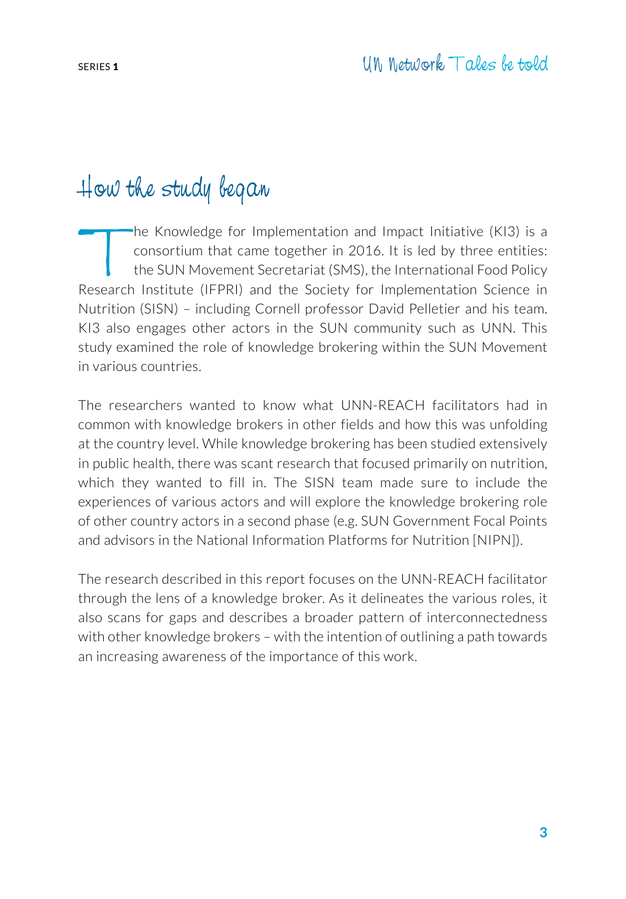# How the study began

The Knowledge for Implementation and Impact Initiative (KI3) is a consortium that came together in 2016. It is led by three entities: the SUN Movement Secretariat (SMS), the International Food Policy Research Institute (IFPRI) and the Society for Implementation Science in Nutrition (SISN) – including Cornell professor David Pelletier and his team. KI3 also engages other actors in the SUN community such as UNN. This study examined the role of knowledge brokering within the SUN Movement in various countries.

The researchers wanted to know what UNN-REACH facilitators had in common with knowledge brokers in other fields and how this was unfolding at the country level. While knowledge brokering has been studied extensively in public health, there was scant research that focused primarily on nutrition, which they wanted to fill in. The SISN team made sure to include the experiences of various actors and will explore the knowledge brokering role of other country actors in a second phase (e.g. SUN Government Focal Points and advisors in the National Information Platforms for Nutrition [NIPN]).

The research described in this report focuses on the UNN-REACH facilitator through the lens of a knowledge broker. As it delineates the various roles, it also scans for gaps and describes a broader pattern of interconnectedness with other knowledge brokers – with the intention of outlining a path towards an increasing awareness of the importance of this work.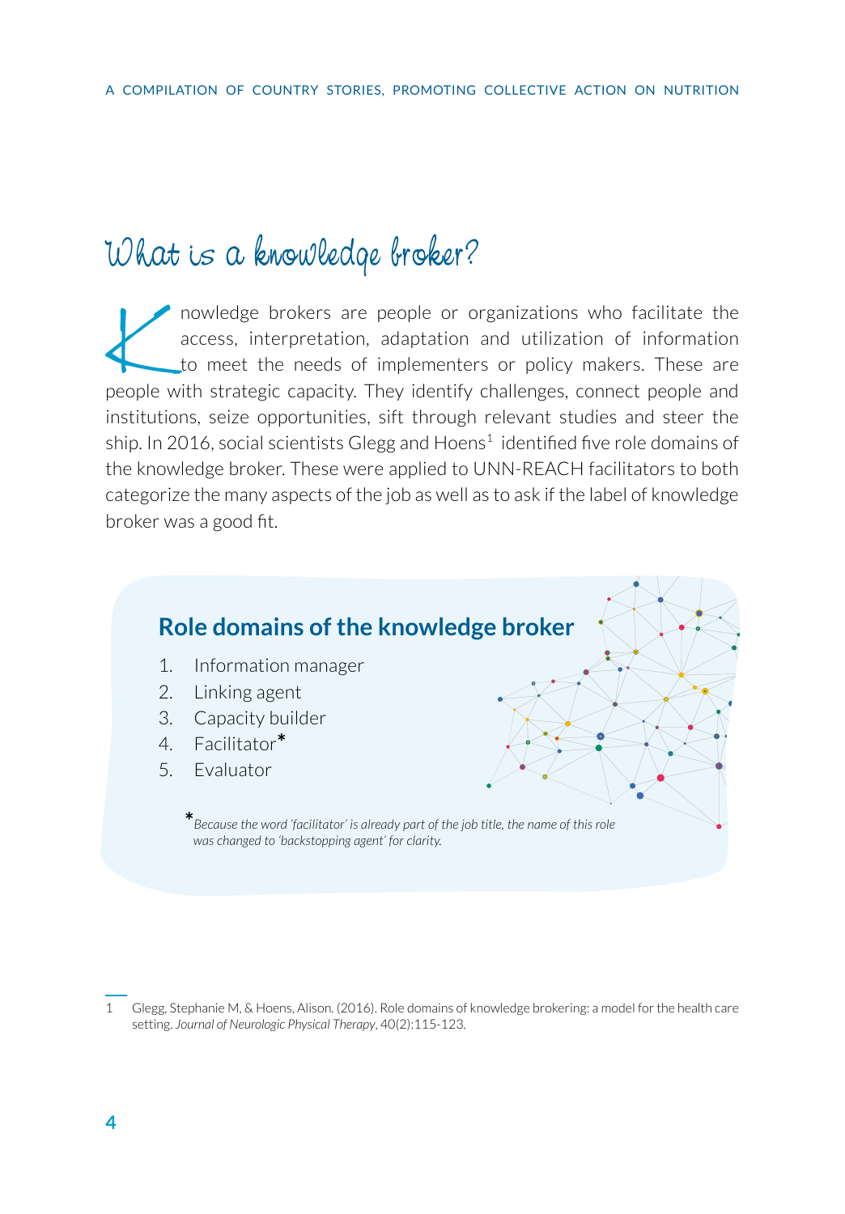# What is a knowledge broker?

Knowledge brokers are people or organizations who facilitate the access, interpretation, adaptation and utilization of information to meet the needs of implementers or policy makers. These are people with strategic capacity. They identify challenges, connect people and institutions, seize opportunities, sift through relevant studies and steer the ship. In 2016, social scientists Glegg and Hoens[1] identified five role domains of the knowledge broker. These were applied to UNN-REACH facilitators to both categorize the many aspects of the job as well as to ask if the label of knowledge broker was a good fit.

## Role domains of the knowledge broker

1. Information manager
2. Linking agent
3. Capacity builder
4. Facilitator*
5. Evaluator

**\*** *Because the word 'facilitator' is already part of the job title, the name of this role was changed to 'backstopping agent' for clarity.*

---

1 Glegg, Stephanie M, & Hoens, Alison. (2016). Role domains of knowledge brokering: a model for the health care setting. *Journal of Neurologic Physical Therapy*, 40(2):115-123.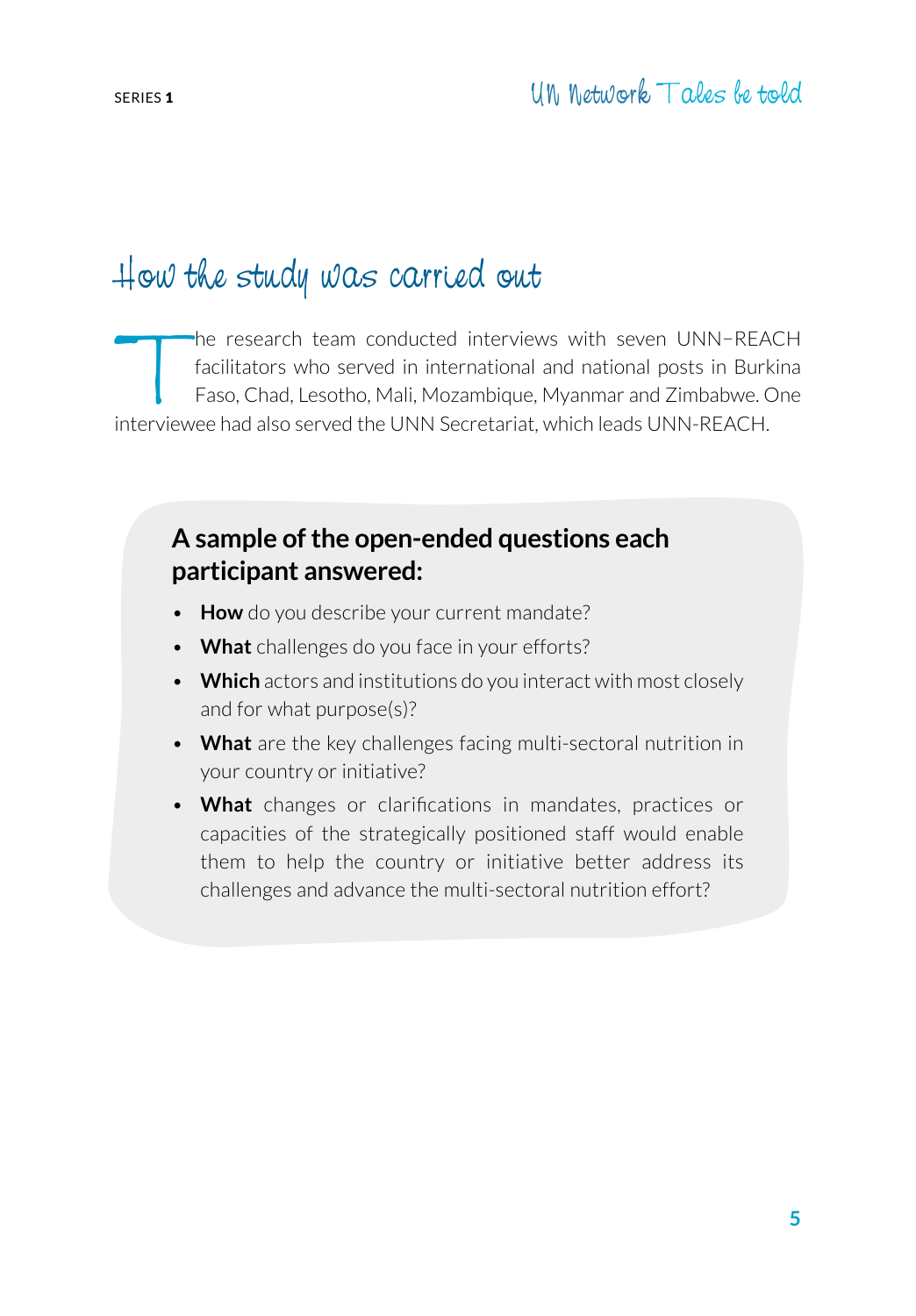# How the study was carried out

The research team conducted interviews with seven UNN–REACH facilitators who served in international and national posts in Burkina Faso, Chad, Lesotho, Mali, Mozambique, Myanmar and Zimbabwe. One interviewee had also served the UNN Secretariat, which leads UNN-REACH.

### A sample of the open-ended questions each participant answered:

- **How** do you describe your current mandate?
- **What** challenges do you face in your efforts?
- **Which** actors and institutions do you interact with most closely and for what purpose(s)?
- **What** are the key challenges facing multi-sectoral nutrition in your country or initiative?
- **What** changes or clarifications in mandates, practices or capacities of the strategically positioned staff would enable them to help the country or initiative better address its challenges and advance the multi-sectoral nutrition effort?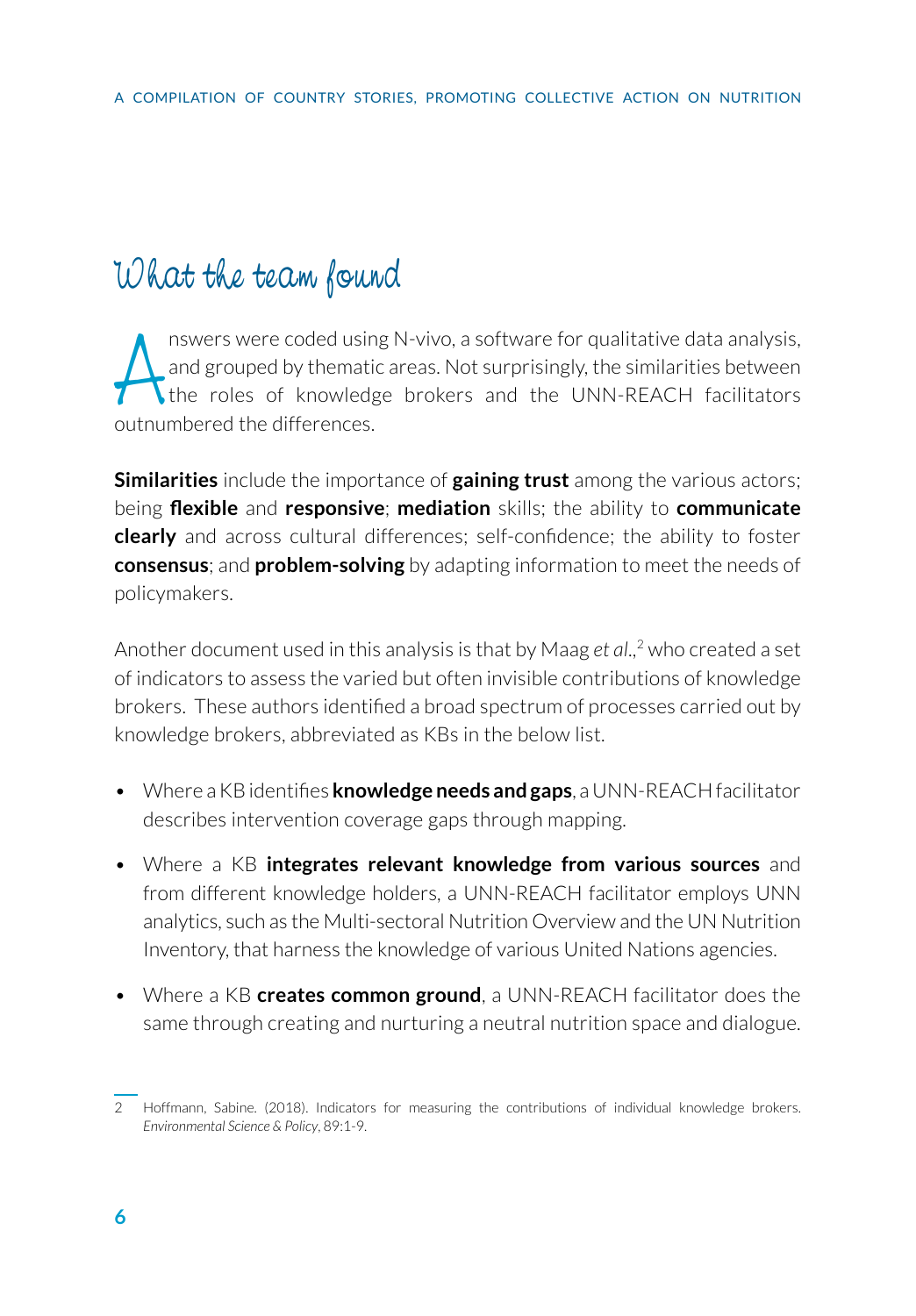## What the team found

Answers were coded using N-vivo, a software for qualitative data analysis, and grouped by thematic areas. Not surprisingly, the similarities between the roles of knowledge brokers and the UNN-REACH facilitators outnumbered the differences.

**Similarities** include the importance of **gaining trust** among the various actors; being **flexible** and **responsive**; **mediation** skills; the ability to **communicate clearly** and across cultural differences; self-confidence; the ability to foster **consensus**; and **problem-solving** by adapting information to meet the needs of policymakers.

Another document used in this analysis is that by Maag *et al.*,[2] who created a set of indicators to assess the varied but often invisible contributions of knowledge brokers. These authors identified a broad spectrum of processes carried out by knowledge brokers, abbreviated as KBs in the below list.

- Where a KB identifies **knowledge needs and gaps**, a UNN-REACH facilitator describes intervention coverage gaps through mapping.
- Where a KB **integrates relevant knowledge from various sources** and from different knowledge holders, a UNN-REACH facilitator employs UNN analytics, such as the Multi-sectoral Nutrition Overview and the UN Nutrition Inventory, that harness the knowledge of various United Nations agencies.
- Where a KB **creates common ground**, a UNN-REACH facilitator does the same through creating and nurturing a neutral nutrition space and dialogue.

2 Hoffmann, Sabine. (2018). Indicators for measuring the contributions of individual knowledge brokers. *Environmental Science & Policy*, 89:1-9.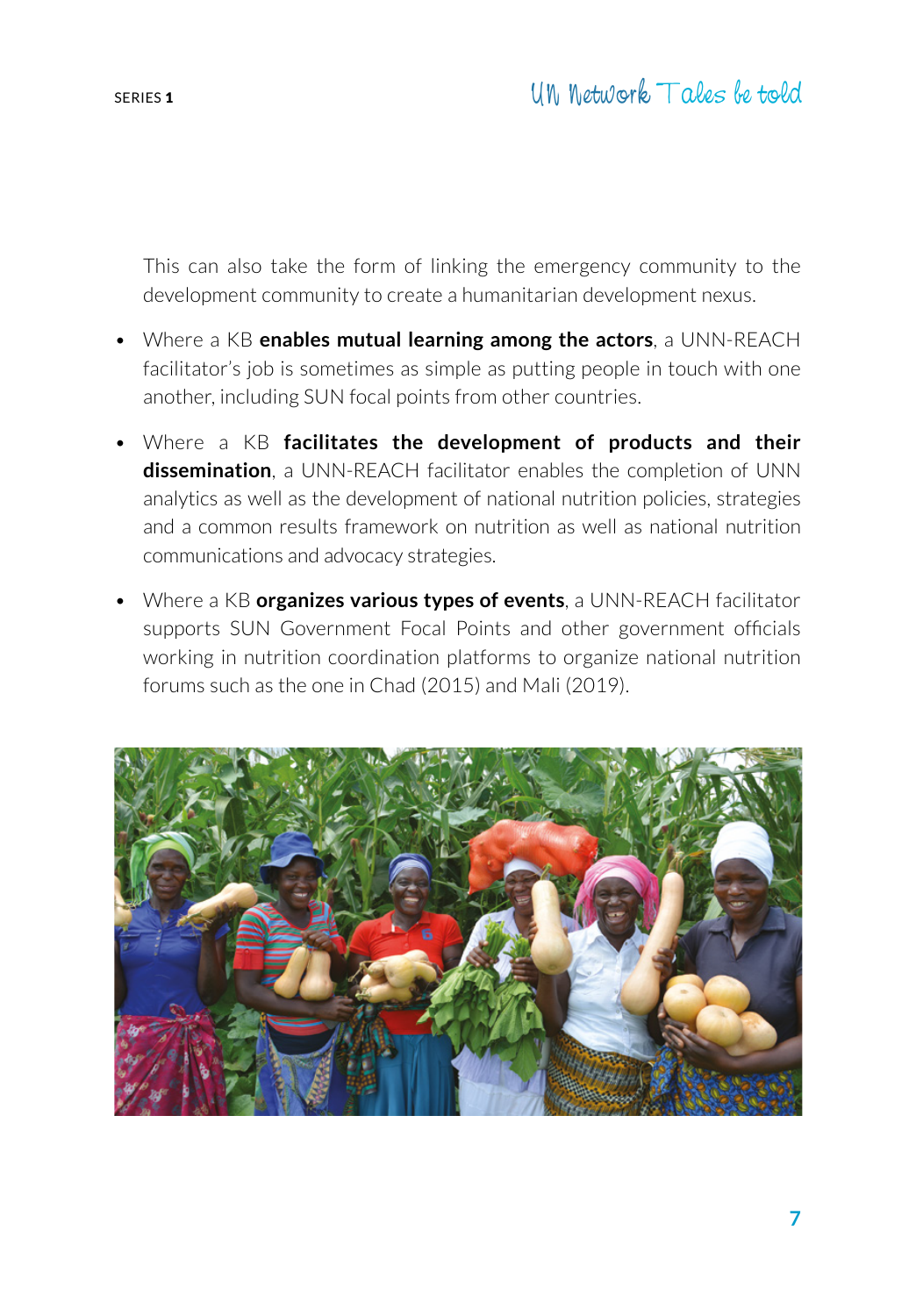This can also take the form of linking the emergency community to the development community to create a humanitarian development nexus.

- Where a KB **enables mutual learning among the actors**, a UNN-REACH facilitator's job is sometimes as simple as putting people in touch with one another, including SUN focal points from other countries.
- Where a KB **facilitates the development of products and their dissemination**, a UNN-REACH facilitator enables the completion of UNN analytics as well as the development of national nutrition policies, strategies and a common results framework on nutrition as well as national nutrition communications and advocacy strategies.
- Where a KB **organizes various types of events**, a UNN-REACH facilitator supports SUN Government Focal Points and other government officials working in nutrition coordination platforms to organize national nutrition forums such as the one in Chad (2015) and Mali (2019).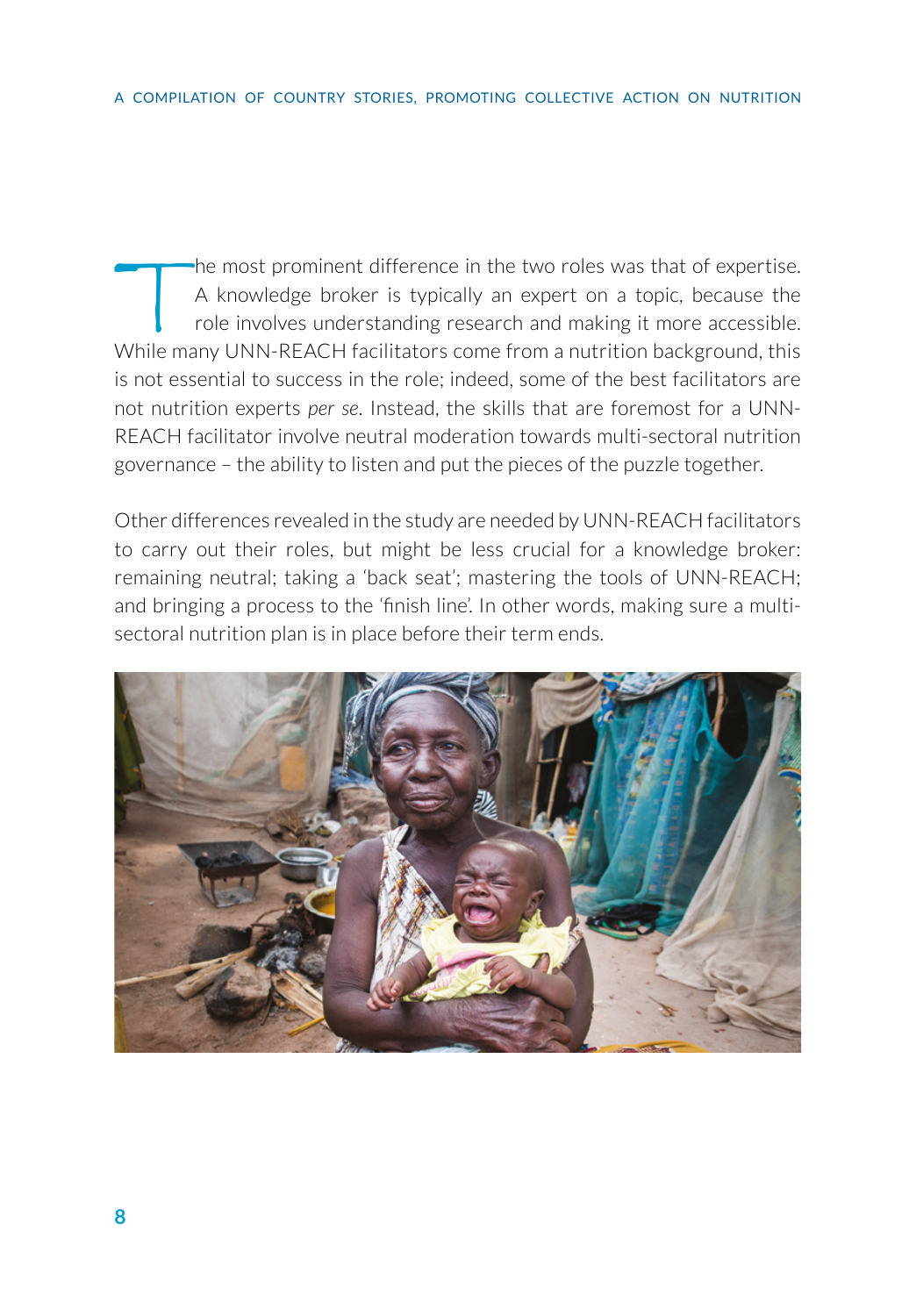The most prominent difference in the two roles was that of expertise. A knowledge broker is typically an expert on a topic, because the role involves understanding research and making it more accessible. While many UNN-REACH facilitators come from a nutrition background, this is not essential to success in the role; indeed, some of the best facilitators are not nutrition experts *per se*. Instead, the skills that are foremost for a UNN-REACH facilitator involve neutral moderation towards multi-sectoral nutrition governance – the ability to listen and put the pieces of the puzzle together.

Other differences revealed in the study are needed by UNN-REACH facilitators to carry out their roles, but might be less crucial for a knowledge broker: remaining neutral; taking a 'back seat'; mastering the tools of UNN-REACH; and bringing a process to the 'finish line'. In other words, making sure a multi-sectoral nutrition plan is in place before their term ends.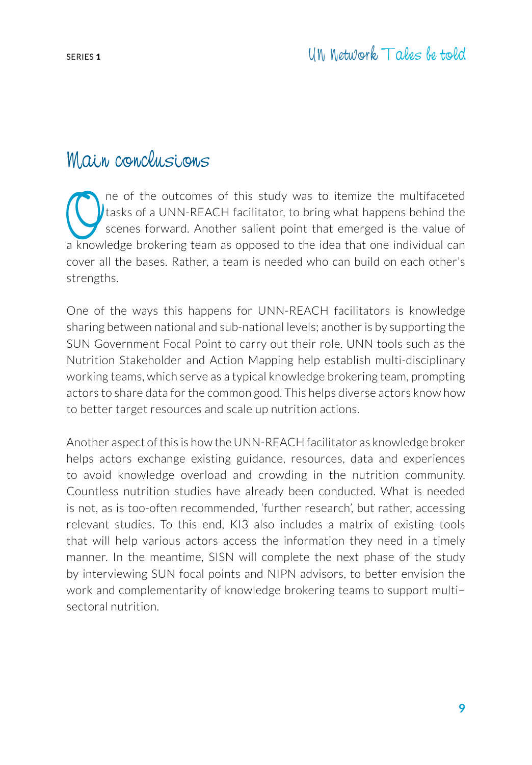## Main conclusions

One of the outcomes of this study was to itemize the multifaceted tasks of a UNN-REACH facilitator, to bring what happens behind the scenes forward. Another salient point that emerged is the value of a knowledge brokering team as opposed to the idea that one individual can cover all the bases. Rather, a team is needed who can build on each other's strengths.

One of the ways this happens for UNN-REACH facilitators is knowledge sharing between national and sub-national levels; another is by supporting the SUN Government Focal Point to carry out their role. UNN tools such as the Nutrition Stakeholder and Action Mapping help establish multi-disciplinary working teams, which serve as a typical knowledge brokering team, prompting actors to share data for the common good. This helps diverse actors know how to better target resources and scale up nutrition actions.

Another aspect of this is how the UNN-REACH facilitator as knowledge broker helps actors exchange existing guidance, resources, data and experiences to avoid knowledge overload and crowding in the nutrition community. Countless nutrition studies have already been conducted. What is needed is not, as is too-often recommended, 'further research', but rather, accessing relevant studies. To this end, KI3 also includes a matrix of existing tools that will help various actors access the information they need in a timely manner. In the meantime, SISN will complete the next phase of the study by interviewing SUN focal points and NIPN advisors, to better envision the work and complementarity of knowledge brokering teams to support multi–sectoral nutrition.